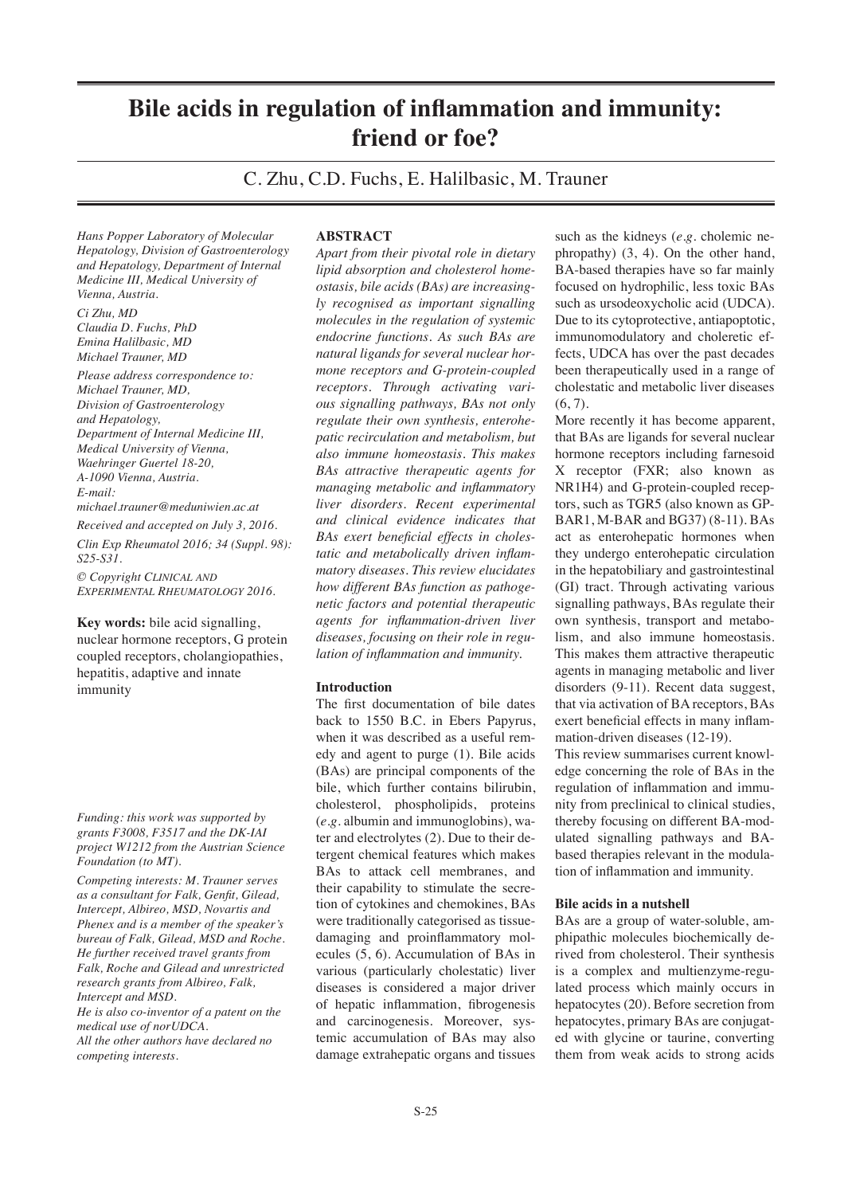# Bile acids in regulation of inflammation and immunity: friend or foe?

C. Zhu, C.D. Fuchs, E. Halilbasic, M. Trauner

*Hans Popper Laboratory of Molecular Hepatology, Division of Gastroenterology and Hepatology, Department of Internal Medicine III, Medical University of Vienna, Austria.*

*Ci Zhu, MD*
*Claudia D. Fuchs, PhD*
*Emina Halilbasic, MD*
*Michael Trauner, MD*

*Please address correspondence to: Michael Trauner, MD, Division of Gastroenterology and Hepatology, Department of Internal Medicine III, Medical University of Vienna, Waehringer Guertel 18-20, A-1090 Vienna, Austria.*
*E-mail: michael.trauner@meduniwien.ac.at*

*Received and accepted on July 3, 2016.*

*Clin Exp Rheumatol 2016; 34 (Suppl. 98): S25-S31.*

*© Copyright Clinical and Experimental Rheumatology 2016.*

**Key words:** bile acid signalling, nuclear hormone receptors, G protein coupled receptors, cholangiopathies, hepatitis, adaptive and innate immunity

*Funding: this work was supported by grants F3008, F3517 and the DK-IAI project W1212 from the Austrian Science Foundation (to MT).*

*Competing interests: M. Trauner serves as a consultant for Falk, Genfit, Gilead, Intercept, Albireo, MSD, Novartis and Phenex and is a member of the speaker's bureau of Falk, Gilead, MSD and Roche. He further received travel grants from Falk, Roche and Gilead and unrestricted research grants from Albireo, Falk, Intercept and MSD.*
*He is also co-inventor of a patent on the medical use of norUDCA.*
*All the other authors have declared no competing interests.*

## ABSTRACT

*Apart from their pivotal role in dietary lipid absorption and cholesterol homeostasis, bile acids (BAs) are increasingly recognised as important signalling molecules in the regulation of systemic endocrine functions. As such BAs are natural ligands for several nuclear hormone receptors and G-protein-coupled receptors. Through activating various signalling pathways, BAs not only regulate their own synthesis, enterohepatic recirculation and metabolism, but also immune homeostasis. This makes BAs attractive therapeutic agents for managing metabolic and inflammatory liver disorders. Recent experimental and clinical evidence indicates that BAs exert beneficial effects in cholestatic and metabolically driven inflammatory diseases. This review elucidates how different BAs function as pathogenetic factors and potential therapeutic agents for inflammation-driven liver diseases, focusing on their role in regulation of inflammation and immunity.*

## Introduction

The first documentation of bile dates back to 1550 B.C. in Ebers Papyrus, when it was described as a useful remedy and agent to purge (1). Bile acids (BAs) are principal components of the bile, which further contains bilirubin, cholesterol, phospholipids, proteins (*e.g.* albumin and immunoglobins), water and electrolytes (2). Due to their detergent chemical features which makes BAs to attack cell membranes, and their capability to stimulate the secretion of cytokines and chemokines, BAs were traditionally categorised as tissue-damaging and proinflammatory molecules (5, 6). Accumulation of BAs in various (particularly cholestatic) liver diseases is considered a major driver of hepatic inflammation, fibrogenesis and carcinogenesis. Moreover, systemic accumulation of BAs may also damage extrahepatic organs and tissues such as the kidneys (*e.g.* cholemic nephropathy) (3, 4). On the other hand, BA-based therapies have so far mainly focused on hydrophilic, less toxic BAs such as ursodeoxycholic acid (UDCA). Due to its cytoprotective, antiapoptotic, immunomodulatory and choleretic effects, UDCA has over the past decades been therapeutically used in a range of cholestatic and metabolic liver diseases (6, 7).

More recently it has become apparent, that BAs are ligands for several nuclear hormone receptors including farnesoid X receptor (FXR; also known as NR1H4) and G-protein-coupled receptors, such as TGR5 (also known as GPBAR1, M-BAR and BG37) (8-11). BAs act as enterohepatic hormones when they undergo enterohepatic circulation in the hepatobiliary and gastrointestinal (GI) tract. Through activating various signalling pathways, BAs regulate their own synthesis, transport and metabolism, and also immune homeostasis. This makes them attractive therapeutic agents in managing metabolic and liver disorders (9-11). Recent data suggest, that via activation of BA receptors, BAs exert beneficial effects in many inflammation-driven diseases (12-19).

This review summarises current knowledge concerning the role of BAs in the regulation of inflammation and immunity from preclinical to clinical studies, thereby focusing on different BA-modulated signalling pathways and BA-based therapies relevant in the modulation of inflammation and immunity.

## Bile acids in a nutshell

BAs are a group of water-soluble, amphipathic molecules biochemically derived from cholesterol. Their synthesis is a complex and multienzyme-regulated process which mainly occurs in hepatocytes (20). Before secretion from hepatocytes, primary BAs are conjugated with glycine or taurine, converting them from weak acids to strong acids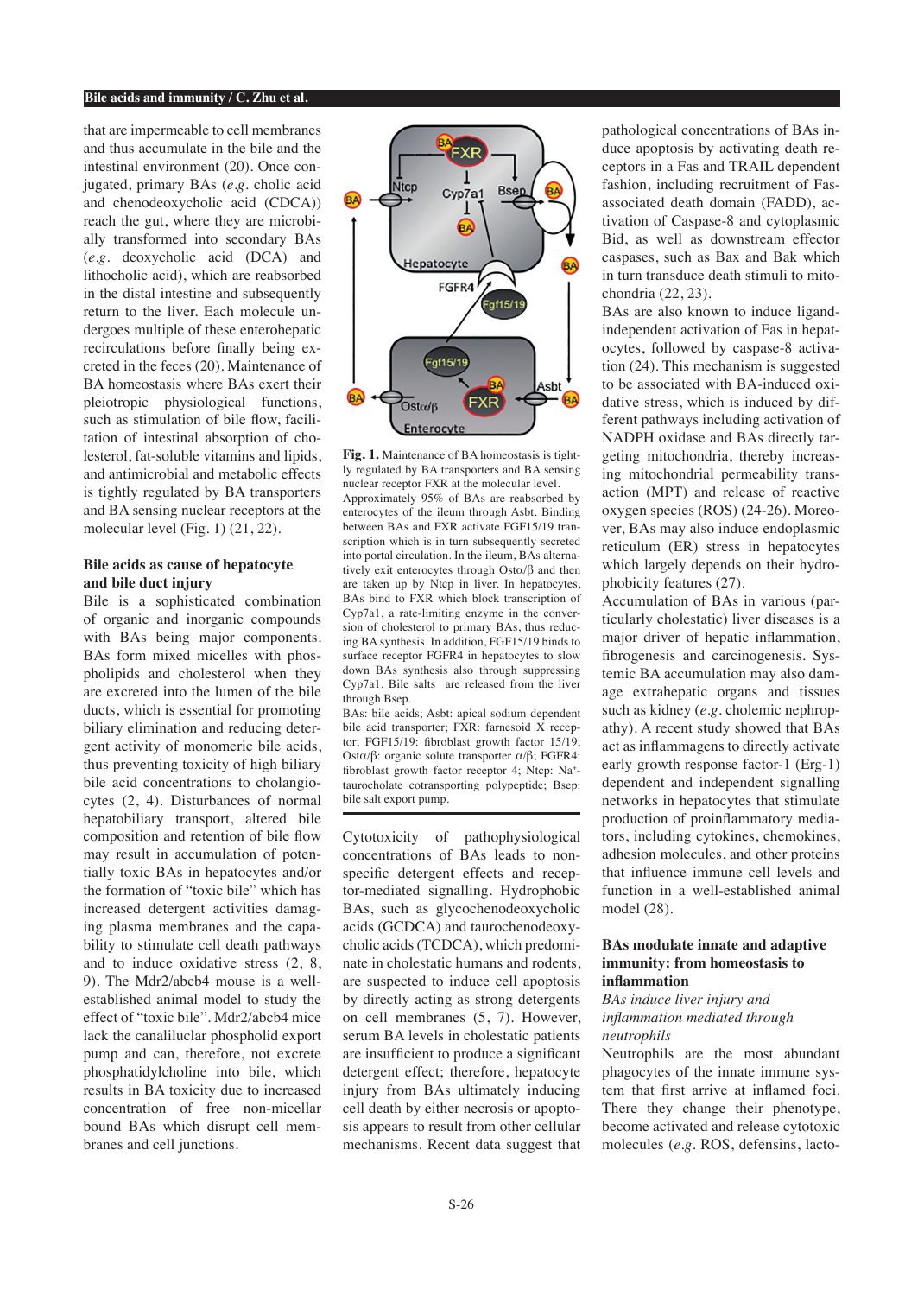that are impermeable to cell membranes and thus accumulate in the bile and the intestinal environment (20). Once conjugated, primary BAs (*e.g.* cholic acid and chenodeoxycholic acid (CDCA)) reach the gut, where they are microbially transformed into secondary BAs (*e.g.* deoxycholic acid (DCA) and lithocholic acid), which are reabsorbed in the distal intestine and subsequently return to the liver. Each molecule undergoes multiple of these enterohepatic recirculations before finally being excreted in the feces (20). Maintenance of BA homeostasis where BAs exert their pleiotropic physiological functions, such as stimulation of bile flow, facilitation of intestinal absorption of cholesterol, fat-soluble vitamins and lipids, and antimicrobial and metabolic effects is tightly regulated by BA transporters and BA sensing nuclear receptors at the molecular level (Fig. 1) (21, 22).

## Bile acids as cause of hepatocyte and bile duct injury

Bile is a sophisticated combination of organic and inorganic compounds with BAs being major components. BAs form mixed micelles with phospholipids and cholesterol when they are excreted into the lumen of the bile ducts, which is essential for promoting biliary elimination and reducing detergent activity of monomeric bile acids, thus preventing toxicity of high biliary bile acid concentrations to cholangiocytes (2, 4). Disturbances of normal hepatobiliary transport, altered bile composition and retention of bile flow may result in accumulation of potentially toxic BAs in hepatocytes and/or the formation of "toxic bile" which has increased detergent activities damaging plasma membranes and the capability to stimulate cell death pathways and to induce oxidative stress (2, 8, 9). The Mdr2/abcb4 mouse is a well-established animal model to study the effect of "toxic bile". Mdr2/abcb4 mice lack the canaliluclar phospholid export pump and can, therefore, not excrete phosphatidylcholine into bile, which results in BA toxicity due to increased concentration of free non-micellar bound BAs which disrupt cell membranes and cell junctions.

**Fig. 1.** Maintenance of BA homeostasis is tightly regulated by BA transporters and BA sensing nuclear receptor FXR at the molecular level. Approximately 95% of BAs are reabsorbed by enterocytes of the ileum through Asbt. Binding between BAs and FXR activate FGF15/19 transcription which is in turn subsequently secreted into portal circulation. In the ileum, BAs alternatively exit enterocytes through Ostα/β and then are taken up by Ntcp in liver. In hepatocytes, BAs bind to FXR which block transcription of Cyp7a1, a rate-limiting enzyme in the conversion of cholesterol to primary BAs, thus reducing BA synthesis. In addition, FGF15/19 binds to surface receptor FGFR4 in hepatocytes to slow down BAs synthesis also through suppressing Cyp7a1. Bile salts are released from the liver through Bsep.

BAs: bile acids; Asbt: apical sodium dependent bile acid transporter; FXR: farnesoid X receptor; FGF15/19: fibroblast growth factor 15/19; Ostα/β: organic solute transporter α/β; FGFR4: fibroblast growth factor receptor 4; Ntcp: $Na^+$-taurocholate cotransporting polypeptide; Bsep: bile salt export pump.

Cytotoxicity of pathophysiological concentrations of BAs leads to non-specific detergent effects and receptor-mediated signalling. Hydrophobic BAs, such as glycochenodeoxycholic acids (GCDCA) and taurochenodeoxycholic acids (TCDCA), which predominate in cholestatic humans and rodents, are suspected to induce cell apoptosis by directly acting as strong detergents on cell membranes (5, 7). However, serum BA levels in cholestatic patients are insufficient to produce a significant detergent effect; therefore, hepatocyte injury from BAs ultimately inducing cell death by either necrosis or apoptosis appears to result from other cellular mechanisms. Recent data suggest that pathological concentrations of BAs induce apoptosis by activating death receptors in a Fas and TRAIL dependent fashion, including recruitment of Fas-associated death domain (FADD), activation of Caspase-8 and cytoplasmic Bid, as well as downstream effector caspases, such as Bax and Bak which in turn transduce death stimuli to mitochondria (22, 23).

BAs are also known to induce ligand-independent activation of Fas in hepatocytes, followed by caspase-8 activation (24). This mechanism is suggested to be associated with BA-induced oxidative stress, which is induced by different pathways including activation of NADPH oxidase and BAs directly targeting mitochondria, thereby increasing mitochondrial permeability transaction (MPT) and release of reactive oxygen species (ROS) (24-26). Moreover, BAs may also induce endoplasmic reticulum (ER) stress in hepatocytes which largely depends on their hydrophobicity features (27).

Accumulation of BAs in various (particularly cholestatic) liver diseases is a major driver of hepatic inflammation, fibrogenesis and carcinogenesis. Systemic BA accumulation may also damage extrahepatic organs and tissues such as kidney (*e.g.* cholemic nephropathy). A recent study showed that BAs act as inflammagens to directly activate early growth response factor-1 (Erg-1) dependent and independent signalling networks in hepatocytes that stimulate production of proinflammatory mediators, including cytokines, chemokines, adhesion molecules, and other proteins that influence immune cell levels and function in a well-established animal model (28).

## BAs modulate innate and adaptive immunity: from homeostasis to inflammation

### *BAs induce liver injury and inflammation mediated through neutrophils*

Neutrophils are the most abundant phagocytes of the innate immune system that first arrive at inflamed foci. There they change their phenotype, become activated and release cytotoxic molecules (*e.g.* ROS, defensins, lacto-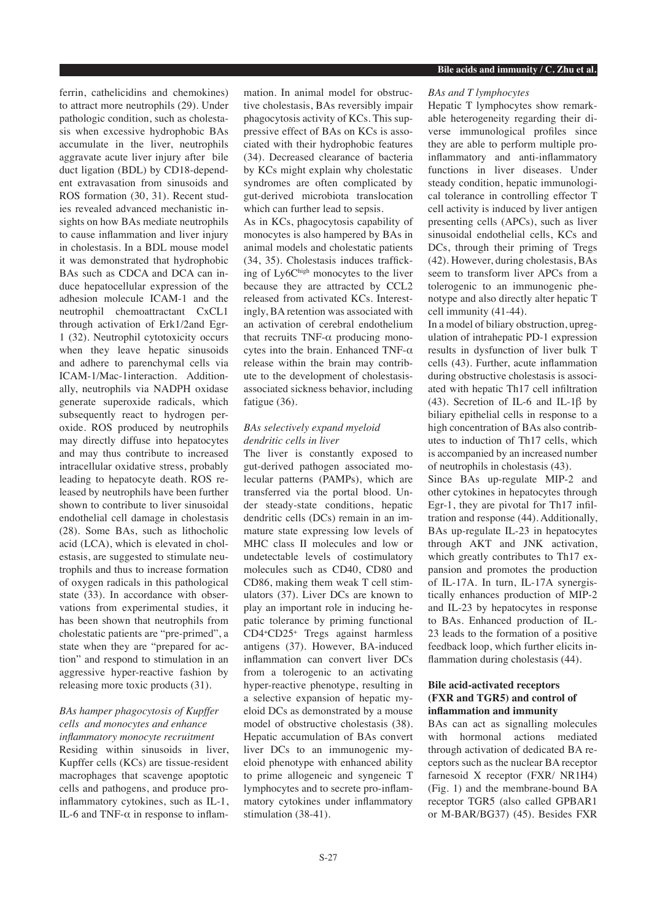ferrin, cathelicidins and chemokines) to attract more neutrophils (29). Under pathologic condition, such as cholestasis when excessive hydrophobic BAs accumulate in the liver, neutrophils aggravate acute liver injury after bile duct ligation (BDL) by CD18-dependent extravasation from sinusoids and ROS formation (30, 31). Recent studies revealed advanced mechanistic insights on how BAs mediate neutrophils to cause inflammation and liver injury in cholestasis. In a BDL mouse model it was demonstrated that hydrophobic BAs such as CDCA and DCA can induce hepatocellular expression of the adhesion molecule ICAM-1 and the neutrophil chemoattractant CxCL1 through activation of Erk1/2and Egr-1 (32). Neutrophil cytotoxicity occurs when they leave hepatic sinusoids and adhere to parenchymal cells via ICAM-1/Mac-1interaction. Additionally, neutrophils via NADPH oxidase generate superoxide radicals, which subsequently react to hydrogen peroxide. ROS produced by neutrophils may directly diffuse into hepatocytes and may thus contribute to increased intracellular oxidative stress, probably leading to hepatocyte death. ROS released by neutrophils have been further shown to contribute to liver sinusoidal endothelial cell damage in cholestasis (28). Some BAs, such as lithocholic acid (LCA), which is elevated in cholestasis, are suggested to stimulate neutrophils and thus to increase formation of oxygen radicals in this pathological state (33). In accordance with observations from experimental studies, it has been shown that neutrophils from cholestatic patients are "pre-primed", a state when they are "prepared for action" and respond to stimulation in an aggressive hyper-reactive fashion by releasing more toxic products (31).

### *BAs hamper phagocytosis of Kupffer cells and monocytes and enhance inflammatory monocyte recruitment*

Residing within sinusoids in liver, Kupffer cells (KCs) are tissue-resident macrophages that scavenge apoptotic cells and pathogens, and produce pro-inflammatory cytokines, such as IL-1, IL-6 and TNF-α in response to inflammation. In animal model for obstructive cholestasis, BAs reversibly impair phagocytosis activity of KCs. This suppressive effect of BAs on KCs is associated with their hydrophobic features (34). Decreased clearance of bacteria by KCs might explain why cholestatic syndromes are often complicated by gut-derived microbiota translocation which can further lead to sepsis.

As in KCs, phagocytosis capability of monocytes is also hampered by BAs in animal models and cholestatic patients (34, 35). Cholestasis induces trafficking of Ly6C[high] monocytes to the liver because they are attracted by CCL2 released from activated KCs. Interestingly, BA retention was associated with an activation of cerebral endothelium that recruits TNF-α producing monocytes into the brain. Enhanced TNF-α release within the brain may contribute to the development of cholestasis-associated sickness behavior, including fatigue (36).

### *BAs selectively expand myeloid dendritic cells in liver*

The liver is constantly exposed to gut-derived pathogen associated molecular patterns (PAMPs), which are transferred via the portal blood. Under steady-state conditions, hepatic dendritic cells (DCs) remain in an immature state expressing low levels of MHC class II molecules and low or undetectable levels of costimulatory molecules such as CD40, CD80 and CD86, making them weak T cell stimulators (37). Liver DCs are known to play an important role in inducing hepatic tolerance by priming functional CD4[+]CD25[+] Tregs against harmless antigens (37). However, BA-induced inflammation can convert liver DCs from a tolerogenic to an activating hyper-reactive phenotype, resulting in a selective expansion of hepatic myeloid DCs as demonstrated by a mouse model of obstructive cholestasis (38). Hepatic accumulation of BAs convert liver DCs to an immunogenic myeloid phenotype with enhanced ability to prime allogeneic and syngeneic T lymphocytes and to secrete pro-inflammatory cytokines under inflammatory stimulation (38-41).

### *BAs and T lymphocytes*

Hepatic T lymphocytes show remarkable heterogeneity regarding their diverse immunological profiles since they are able to perform multiple pro-inflammatory and anti-inflammatory functions in liver diseases. Under steady condition, hepatic immunological tolerance in controlling effector T cell activity is induced by liver antigen presenting cells (APCs), such as liver sinusoidal endothelial cells, KCs and DCs, through their priming of Tregs (42). However, during cholestasis, BAs seem to transform liver APCs from a tolerogenic to an immunogenic phenotype and also directly alter hepatic T cell immunity (41-44).

In a model of biliary obstruction, upregulation of intrahepatic PD-1 expression results in dysfunction of liver bulk T cells (43). Further, acute inflammation during obstructive cholestasis is associated with hepatic Th17 cell infiltration (43). Secretion of IL-6 and IL-1β by biliary epithelial cells in response to a high concentration of BAs also contributes to induction of Th17 cells, which is accompanied by an increased number of neutrophils in cholestasis (43).

Since BAs up-regulate MIP-2 and other cytokines in hepatocytes through Egr-1, they are pivotal for Th17 infiltration and response (44). Additionally, BAs up-regulate IL-23 in hepatocytes through AKT and JNK activation, which greatly contributes to Th17 expansion and promotes the production of IL-17A. In turn, IL-17A synergistically enhances production of MIP-2 and IL-23 by hepatocytes in response to BAs. Enhanced production of IL-23 leads to the formation of a positive feedback loop, which further elicits inflammation during cholestasis (44).

## Bile acid-activated receptors (FXR and TGR5) and control of inflammation and immunity

BAs can act as signalling molecules with hormonal actions mediated through activation of dedicated BA receptors such as the nuclear BA receptor farnesoid X receptor (FXR/ NR1H4) (Fig. 1) and the membrane-bound BA receptor TGR5 (also called GPBAR1 or M-BAR/BG37) (45). Besides FXR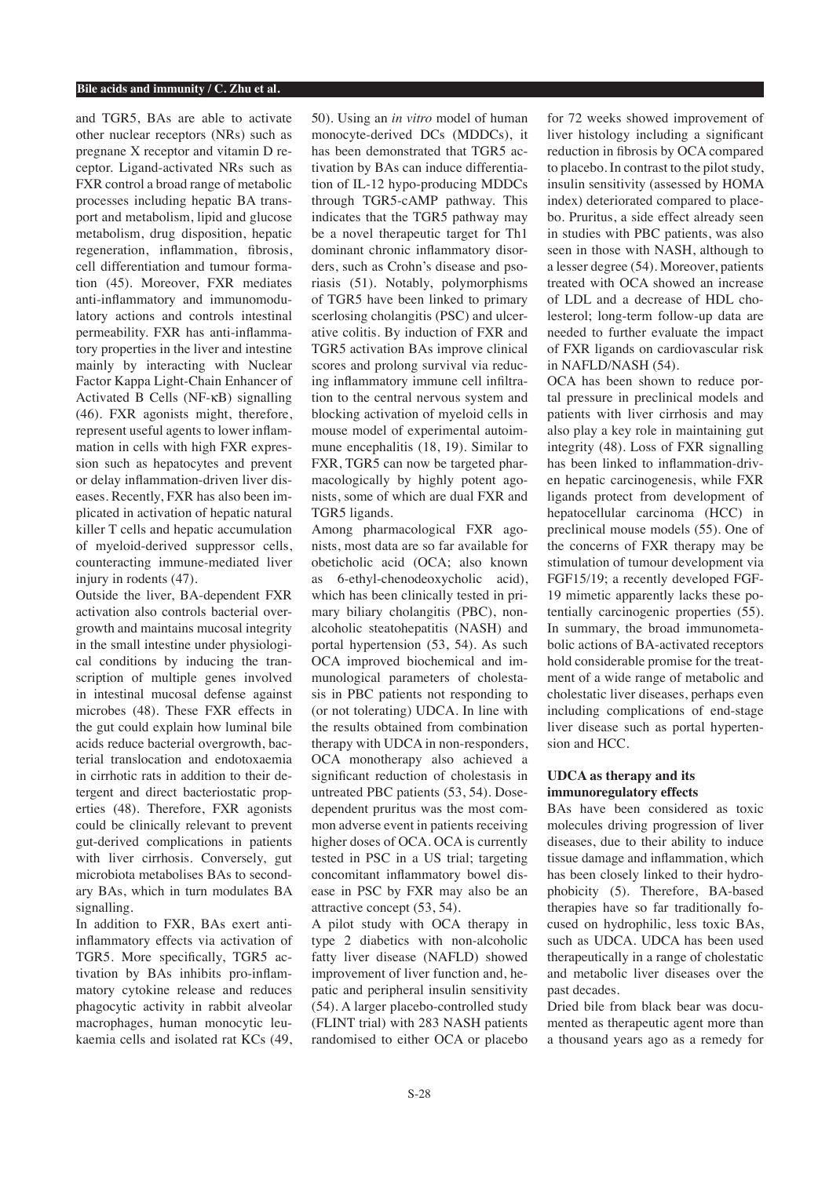and TGR5, BAs are able to activate other nuclear receptors (NRs) such as pregnane X receptor and vitamin D receptor. Ligand-activated NRs such as FXR control a broad range of metabolic processes including hepatic BA transport and metabolism, lipid and glucose metabolism, drug disposition, hepatic regeneration, inflammation, fibrosis, cell differentiation and tumour formation (45). Moreover, FXR mediates anti-inflammatory and immunomodulatory actions and controls intestinal permeability. FXR has anti-inflammatory properties in the liver and intestine mainly by interacting with Nuclear Factor Kappa Light-Chain Enhancer of Activated B Cells (NF-κB) signalling (46). FXR agonists might, therefore, represent useful agents to lower inflammation in cells with high FXR expression such as hepatocytes and prevent or delay inflammation-driven liver diseases. Recently, FXR has also been implicated in activation of hepatic natural killer T cells and hepatic accumulation of myeloid-derived suppressor cells, counteracting immune-mediated liver injury in rodents (47).

Outside the liver, BA-dependent FXR activation also controls bacterial overgrowth and maintains mucosal integrity in the small intestine under physiological conditions by inducing the transcription of multiple genes involved in intestinal mucosal defense against microbes (48). These FXR effects in the gut could explain how luminal bile acids reduce bacterial overgrowth, bacterial translocation and endotoxaemia in cirrhotic rats in addition to their detergent and direct bacteriostatic properties (48). Therefore, FXR agonists could be clinically relevant to prevent gut-derived complications in patients with liver cirrhosis. Conversely, gut microbiota metabolises BAs to secondary BAs, which in turn modulates BA signalling.

In addition to FXR, BAs exert anti-inflammatory effects via activation of TGR5. More specifically, TGR5 activation by BAs inhibits pro-inflammatory cytokine release and reduces phagocytic activity in rabbit alveolar macrophages, human monocytic leukaemia cells and isolated rat KCs (49, 50). Using an *in vitro* model of human monocyte-derived DCs (MDDCs), it has been demonstrated that TGR5 activation by BAs can induce differentiation of IL-12 hypo-producing MDDCs through TGR5-cAMP pathway. This indicates that the TGR5 pathway may be a novel therapeutic target for Th1 dominant chronic inflammatory disorders, such as Crohn's disease and psoriasis (51). Notably, polymorphisms of TGR5 have been linked to primary scerlosing cholangitis (PSC) and ulcerative colitis. By induction of FXR and TGR5 activation BAs improve clinical scores and prolong survival via reducing inflammatory immune cell infiltration to the central nervous system and blocking activation of myeloid cells in mouse model of experimental autoimmune encephalitis (18, 19). Similar to FXR, TGR5 can now be targeted pharmacologically by highly potent agonists, some of which are dual FXR and TGR5 ligands.

Among pharmacological FXR agonists, most data are so far available for obeticholic acid (OCA; also known as 6-ethyl-chenodeoxycholic acid), which has been clinically tested in primary biliary cholangitis (PBC), nonalcoholic steatohepatitis (NASH) and portal hypertension (53, 54). As such OCA improved biochemical and immunological parameters of cholestasis in PBC patients not responding to (or not tolerating) UDCA. In line with the results obtained from combination therapy with UDCA in non-responders, OCA monotherapy also achieved a significant reduction of cholestasis in untreated PBC patients (53, 54). Dose-dependent pruritus was the most common adverse event in patients receiving higher doses of OCA. OCA is currently tested in PSC in a US trial; targeting concomitant inflammatory bowel disease in PSC by FXR may also be an attractive concept (53, 54).

A pilot study with OCA therapy in type 2 diabetics with non-alcoholic fatty liver disease (NAFLD) showed improvement of liver function and, hepatic and peripheral insulin sensitivity (54). A larger placebo-controlled study (FLINT trial) with 283 NASH patients randomised to either OCA or placebo for 72 weeks showed improvement of liver histology including a significant reduction in fibrosis by OCA compared to placebo. In contrast to the pilot study, insulin sensitivity (assessed by HOMA index) deteriorated compared to placebo. Pruritus, a side effect already seen in studies with PBC patients, was also seen in those with NASH, although to a lesser degree (54). Moreover, patients treated with OCA showed an increase of LDL and a decrease of HDL cholesterol; long-term follow-up data are needed to further evaluate the impact of FXR ligands on cardiovascular risk in NAFLD/NASH (54).

OCA has been shown to reduce portal pressure in preclinical models and patients with liver cirrhosis and may also play a key role in maintaining gut integrity (48). Loss of FXR signalling has been linked to inflammation-driven hepatic carcinogenesis, while FXR ligands protect from development of hepatocellular carcinoma (HCC) in preclinical mouse models (55). One of the concerns of FXR therapy may be stimulation of tumour development via FGF15/19; a recently developed FGF-19 mimetic apparently lacks these potentially carcinogenic properties (55). In summary, the broad immunometabolic actions of BA-activated receptors hold considerable promise for the treatment of a wide range of metabolic and cholestatic liver diseases, perhaps even including complications of end-stage liver disease such as portal hypertension and HCC.

### UDCA as therapy and its immunoregulatory effects

BAs have been considered as toxic molecules driving progression of liver diseases, due to their ability to induce tissue damage and inflammation, which has been closely linked to their hydrophobicity (5). Therefore, BA-based therapies have so far traditionally focused on hydrophilic, less toxic BAs, such as UDCA. UDCA has been used therapeutically in a range of cholestatic and metabolic liver diseases over the past decades.

Dried bile from black bear was documented as therapeutic agent more than a thousand years ago as a remedy for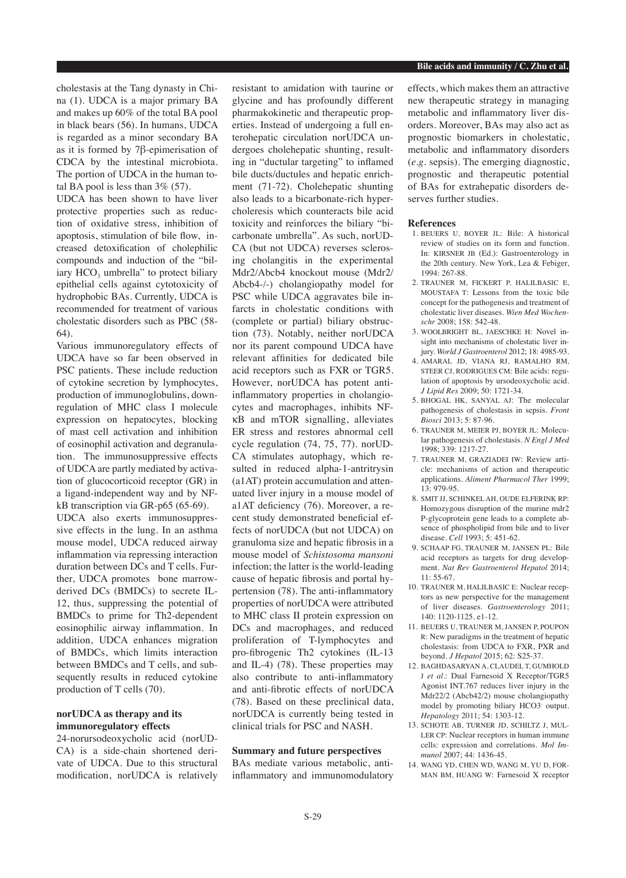cholestasis at the Tang dynasty in China (1). UDCA is a major primary BA and makes up 60% of the total BA pool in black bears (56). In humans, UDCA is regarded as a minor secondary BA as it is formed by 7β-epimerisation of CDCA by the intestinal microbiota. The portion of UDCA in the human total BA pool is less than 3% (57).

UDCA has been shown to have liver protective properties such as reduction of oxidative stress, inhibition of apoptosis, stimulation of bile flow, increased detoxification of cholephilic compounds and induction of the "biliary $HCO_3$ umbrella" to protect biliary epithelial cells against cytotoxicity of hydrophobic BAs. Currently, UDCA is recommended for treatment of various cholestatic disorders such as PBC (58-64).

Various immunoregulatory effects of UDCA have so far been observed in PSC patients. These include reduction of cytokine secretion by lymphocytes, production of immunoglobulins, downregulation of MHC class I molecule expression on hepatocytes, blocking of mast cell activation and inhibition of eosinophil activation and degranulation. The immunosuppressive effects of UDCA are partly mediated by activation of glucocorticoid receptor (GR) in a ligand-independent way and by NF-kB transcription via GR-p65 (65-69).

UDCA also exerts immunosuppressive effects in the lung. In an asthma mouse model, UDCA reduced airway inflammation via repressing interaction duration between DCs and T cells. Further, UDCA promotes bone marrow-derived DCs (BMDCs) to secrete IL-12, thus, suppressing the potential of BMDCs to prime for Th2-dependent eosinophilic airway inflammation. In addition, UDCA enhances migration of BMDCs, which limits interaction between BMDCs and T cells, and subsequently results in reduced cytokine production of T cells (70).

**norUDCA as therapy and its immunoregulatory effects**

24-norursodeoxycholic acid (norUDCA) is a side-chain shortened derivate of UDCA. Due to this structural modification, norUDCA is relatively resistant to amidation with taurine or glycine and has profoundly different pharmakokinetic and therapeutic properties. Instead of undergoing a full enterohepatic circulation norUDCA undergoes cholehepatic shunting, resulting in "ductular targeting" to inflamed bile ducts/ductules and hepatic enrichment (71-72). Cholehepatic shunting also leads to a bicarbonate-rich hypercholeresis which counteracts bile acid toxicity and reinforces the biliary "bicarbonate umbrella". As such, norUDCA (but not UDCA) reverses sclerosing cholangitis in the experimental Mdr2/Abcb4 knockout mouse (Mdr2/Abcb4-/-) cholangiopathy model for PSC while UDCA aggravates bile infarcts in cholestatic conditions with (complete or partial) biliary obstruction (73). Notably, neither norUDCA nor its parent compound UDCA have relevant affinities for dedicated bile acid receptors such as FXR or TGR5. However, norUDCA has potent anti-inflammatory properties in cholangiocytes and macrophages, inhibits NF-κB and mTOR signalling, alleviates ER stress and restores abnormal cell cycle regulation (74, 75, 77). norUDCA stimulates autophagy, which resulted in reduced alpha-1-antritrysin (a1AT) protein accumulation and attenuated liver injury in a mouse model of a1AT deficiency (76). Moreover, a recent study demonstrated beneficial effects of norUDCA (but not UDCA) on granuloma size and hepatic fibrosis in a mouse model of *Schistosoma mansoni* infection; the latter is the world-leading cause of hepatic fibrosis and portal hypertension (78). The anti-inflammatory properties of norUDCA were attributed to MHC class II protein expression on DCs and macrophages, and reduced proliferation of T-lymphocytes and pro-fibrogenic Th2 cytokines (IL-13 and IL-4) (78). These properties may also contribute to anti-inflammatory and anti-fibrotic effects of norUDCA (78). Based on these preclinical data, norUDCA is currently being tested in clinical trials for PSC and NASH.

**Summary and future perspectives**

BAs mediate various metabolic, anti-inflammatory and immunomodulatory effects, which makes them an attractive new therapeutic strategy in managing metabolic and inflammatory liver disorders. Moreover, BAs may also act as prognostic biomarkers in cholestatic, metabolic and inflammatory disorders (*e.g.* sepsis). The emerging diagnostic, prognostic and therapeutic potential of BAs for extrahepatic disorders deserves further studies.

**References**

1. BEUERS U, BOYER JL: Bile: A historical review of studies on its form and function. In: KIRSNER JB (Ed.): Gastroenterology in the 20th century. New York, Lea & Febiger, 1994: 267-88.
2. TRAUNER M, FICKERT P, HALILBASIC E, MOUSTAFA T: Lessons from the toxic bile concept for the pathogenesis and treatment of cholestatic liver diseases. *Wien Med Wochenschr* 2008; 158: 542-48.
3. WOOLBRIGHT BL, JAESCHKE H: Novel insight into mechanisms of cholestatic liver injury. *World J Gastroenterol* 2012; 18: 4985-93.
4. AMARAL JD, VIANA RJ, RAMALHO RM, STEER CJ, RODRIGUES CM: Bile acids: regulation of apoptosis by ursodeoxycholic acid. *J Lipid Res* 2009; 50: 1721-34.
5. BHOGAL HK, SANYAL AJ: The molecular pathogenesis of cholestasis in sepsis. *Front Biosci* 2013; 5: 87-96.
6. TRAUNER M, MEIER PJ, BOYER JL: Molecular pathogenesis of cholestasis. *N Engl J Med* 1998; 339: 1217-27.
7. TRAUNER M, GRAZIADEI IW: Review article: mechanisms of action and therapeutic applications. *Aliment Pharmacol Ther* 1999; 13: 979-95.
8. SMIT JJ, SCHINKEL AH, OUDE ELFERINK RP: Homozygous disruption of the murine mdr2 P-glycoprotein gene leads to a complete absence of phospholipid from bile and to liver disease. *Cell* 1993; 5: 451-62.
9. SCHAAP FG, TRAUNER M, JANSEN PL: Bile acid receptors as targets for drug development. *Nat Rev Gastroenterol Hepatol* 2014; 11: 55-67.
10. TRAUNER M, HALILBASIC E: Nuclear receptors as new perspective for the management of liver diseases. *Gastroenterology* 2011; 140: 1120-1125. e1-12.
11. BEUERS U, TRAUNER M, JANSEN P, POUPON R: New paradigms in the treatment of hepatic cholestasis: from UDCA to FXR, PXR and beyond. *J Hepatol* 2015; 62: S25-37.
12. BAGHDASARYAN A, CLAUDEL T, GUMHOLD J *et al.*: Dual Farnesoid X Receptor/TGR5 Agonist INT.767 reduces liver injury in the Mdr22/2 (Abcb42/2) mouse cholangiopathy model by promoting biliary $HCO3^-$ output. *Hepatology* 2011; 54: 1303-12.
13. SCHOTE AB, TURNER JD, SCHILTZ J, MULLER CP: Nuclear receptors in human immune cells: expression and correlations. *Mol Immunol* 2007; 44: 1436-45.
14. WANG YD, CHEN WD, WANG M, YU D, FORMAN BM, HUANG W: Farnesoid X receptor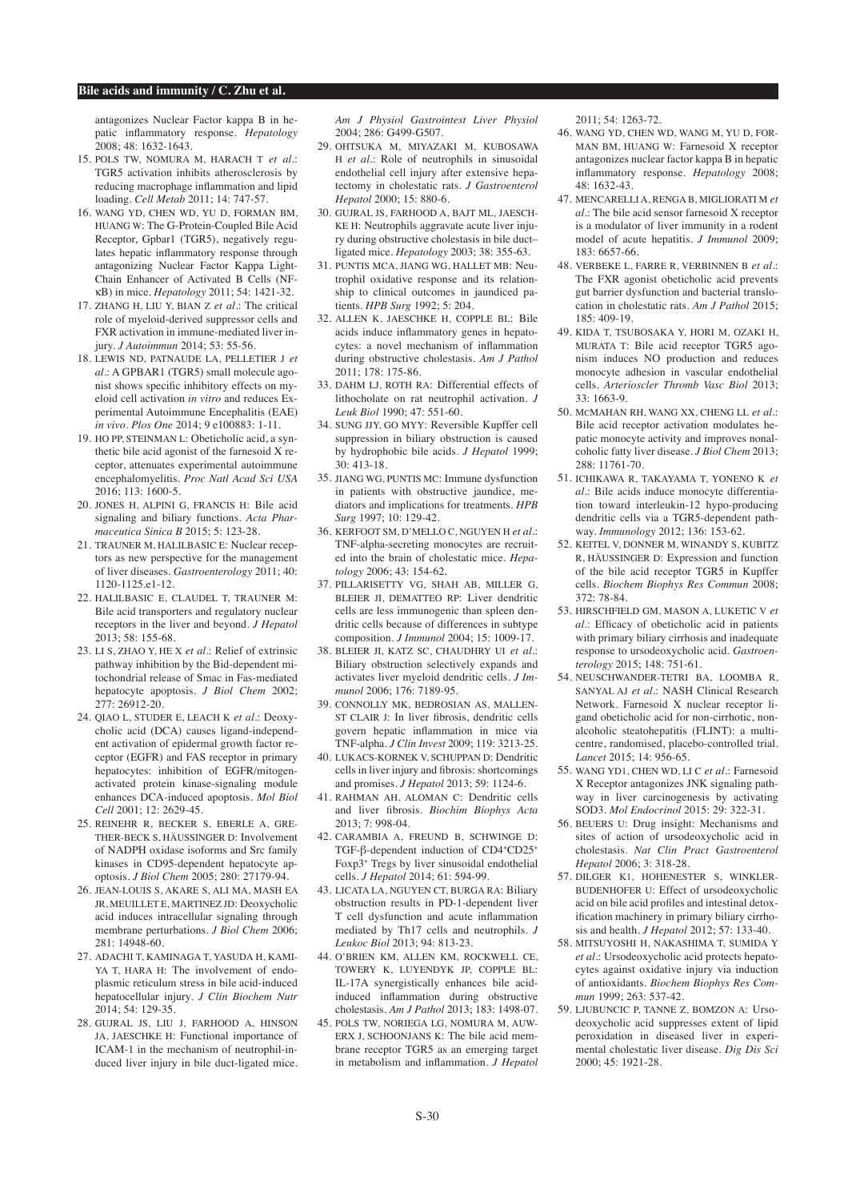antagonizes Nuclear Factor kappa B in hepatic inflammatory response. *Hepatology* 2008; 48: 1632-1643.

15. POLS TW, NOMURA M, HARACH T *et al*.: TGR5 activation inhibits atherosclerosis by reducing macrophage inflammation and lipid loading. *Cell Metab* 2011; 14: 747-57.
16. WANG YD, CHEN WD, YU D, FORMAN BM, HUANG W: The G-Protein-Coupled Bile Acid Receptor, Gpbar1 (TGR5), negatively regulates hepatic inflammatory response through antagonizing Nuclear Factor Kappa Light-Chain Enhancer of Activated B Cells (NF-κB) in mice. *Hepatology* 2011; 54: 1421-32.
17. ZHANG H, LIU Y, BIAN Z *et al*.: The critical role of myeloid-derived suppressor cells and FXR activation in immune-mediated liver injury. *J Autoimmun* 2014; 53: 55-56.
18. LEWIS ND, PATNAUDE LA, PELLETIER J *et al*.: A GPBAR1 (TGR5) small molecule agonist shows specific inhibitory effects on myeloid cell activation *in vitro* and reduces Experimental Autoimmune Encephalitis (EAE) *in vivo*. *Plos One* 2014; 9 e100883: 1-11.
19. HO PP, STEINMAN L: Obeticholic acid, a synthetic bile acid agonist of the farnesoid X receptor, attenuates experimental autoimmune encephalomyelitis. *Proc Natl Acad Sci USA* 2016; 113: 1600-5.
20. JONES H, ALPINI G, FRANCIS H: Bile acid signaling and biliary functions. *Acta Pharmaceutica Sinica B* 2015; 5: 123-28.
21. TRAUNER M, HALILBASIC E: Nuclear receptors as new perspective for the management of liver diseases. *Gastroenterology* 2011; 40: 1120-1125.e1-12.
22. HALILBASIC E, CLAUDEL T, TRAUNER M: Bile acid transporters and regulatory nuclear receptors in the liver and beyond. *J Hepatol* 2013; 58: 155-68.
23. LI S, ZHAO Y, HE X *et al*.: Relief of extrinsic pathway inhibition by the Bid-dependent mitochondrial release of Smac in Fas-mediated hepatocyte apoptosis. *J Biol Chem* 2002; 277: 26912-20.
24. QIAO L, STUDER E, LEACH K *et al*.: Deoxycholic acid (DCA) causes ligand-independent activation of epidermal growth factor receptor (EGFR) and FAS receptor in primary hepatocytes: inhibition of EGFR/mitogen-activated protein kinase-signaling module enhances DCA-induced apoptosis. *Mol Biol Cell* 2001; 12: 2629-45.
25. REINEHR R, BECKER S, EBERLE A, GRETHER-BECK S, HÄUSSINGER D: Involvement of NADPH oxidase isoforms and Src family kinases in CD95-dependent hepatocyte apoptosis. *J Biol Chem* 2005; 280: 27179-94.
26. JEAN-LOUIS S, AKARE S, ALI MA, MASH EA JR, MEUILLET E, MARTINEZ JD: Deoxycholic acid induces intracellular signaling through membrane perturbations. *J Biol Chem* 2006; 281: 14948-60.
27. ADACHI T, KAMINAGA T, YASUDA H, KAMIYA T, HARA H: The involvement of endoplasmic reticulum stress in bile acid-induced hepatocellular injury. *J Clin Biochem Nutr* 2014; 54: 129-35.
28. GUJRAL JS, LIU J, FARHOOD A, HINSON JA, JAESCHKE H: Functional importance of ICAM-1 in the mechanism of neutrophil-induced liver injury in bile duct-ligated mice. *Am J Physiol Gastrointest Liver Physiol* 2004; 286: G499-G507.
29. OHTSUKA M, MIYAZAKI M, KUBOSAWA H *et al*.: Role of neutrophils in sinusoidal endothelial cell injury after extensive hepatectomy in cholestatic rats. *J Gastroenterol Hepatol* 2000; 15: 880-6.
30. GUJRAL JS, FARHOOD A, BAJT ML, JAESCHKE H: Neutrophils aggravate acute liver injury during obstructive cholestasis in bile duct–ligated mice. *Hepatology* 2003; 38: 355-63.
31. PUNTIS MCA, JIANG WG, HALLET MB: Neutrophil oxidative response and its relationship to clinical outcomes in jaundiced patients. *HPB Surg* 1992; 5: 204.
32. ALLEN K, JAESCHKE H, COPPLE BL: Bile acids induce inflammatory genes in hepatocytes: a novel mechanism of inflammation during obstructive cholestasis. *Am J Pathol* 2011; 178: 175-86.
33. DAHM LJ, ROTH RA: Differential effects of lithocholate on rat neutrophil activation. *J Leuk Biol* 1990; 47: 551-60.
34. SUNG JJY, GO MYY: Reversible Kupffer cell suppression in biliary obstruction is caused by hydrophobic bile acids. *J Hepatol* 1999; 30: 413-18.
35. JIANG WG, PUNTIS MC: Immune dysfunction in patients with obstructive jaundice, mediators and implications for treatments. *HPB Surg* 1997; 10: 129-42.
36. KERFOOT SM, D'MELLO C, NGUYEN H *et al*.: TNF-alpha-secreting monocytes are recruited into the brain of cholestatic mice. *Hepatology* 2006; 43: 154-62.
37. PILLARISETTY VG, SHAH AB, MILLER G, BLEIER JI, DEMATTEO RP: Liver dendritic cells are less immunogenic than spleen dendritic cells because of differences in subtype composition. *J Immunol* 2004; 15: 1009-17.
38. BLEIER JI, KATZ SC, CHAUDHRY UI *et al*.: Biliary obstruction selectively expands and activates liver myeloid dendritic cells. *J Immunol* 2006; 176: 7189-95.
39. CONNOLLY MK, BEDROSIAN AS, MALLEN-ST CLAIR J: In liver fibrosis, dendritic cells govern hepatic inflammation in mice via TNF-alpha. *J Clin Invest* 2009; 119: 3213-25.
40. LUKACS-KORNEK V, SCHUPPAN D: Dendritic cells in liver injury and fibrosis: shortcomings and promises. *J Hepatol* 2013; 59: 1124-6.
41. RAHMAN AH, ALOMAN C: Dendritic cells and liver fibrosis. *Biochim Biophys Acta* 2013; 7: 998-04.
42. CARAMBIA A, FREUND B, SCHWINGE D: TGF-β-dependent induction of CD4+CD25+ Foxp3+ Tregs by liver sinusoidal endothelial cells. *J Hepatol* 2014; 61: 594-99.
43. LICATA LA, NGUYEN CT, BURGA RA: Biliary obstruction results in PD-1-dependent liver T cell dysfunction and acute inflammation mediated by Th17 cells and neutrophils. *J Leukoc Biol* 2013; 94: 813-23.
44. O'BRIEN KM, ALLEN KM, ROCKWELL CE, TOWERY K, LUYENDYK JP, COPPLE BL: IL-17A synergistically enhances bile acid-induced inflammation during obstructive cholestasis. *Am J Pathol* 2013; 183: 1498-07.
45. POLS TW, NORIEGA LG, NOMURA M, AUWERX J, SCHOONJANS K: The bile acid membrane receptor TGR5 as an emerging target in metabolism and inflammation. *J Hepatol* 2011; 54: 1263-72.
46. WANG YD, CHEN WD, WANG M, YU D, FORMAN BM, HUANG W: Farnesoid X receptor antagonizes nuclear factor kappa B in hepatic inflammatory response. *Hepatology* 2008; 48: 1632-43.
47. MENCARELLI A, RENGA B, MIGLIORATI M *et al*.: The bile acid sensor farnesoid X receptor is a modulator of liver immunity in a rodent model of acute hepatitis. *J Immunol* 2009; 183: 6657-66.
48. VERBEKE L, FARRE R, VERBINNEN B *et al*.: The FXR agonist obeticholic acid prevents gut barrier dysfunction and bacterial translocation in cholestatic rats. *Am J Pathol* 2015; 185: 409-19.
49. KIDA T, TSUBOSAKA Y, HORI M, OZAKI H, MURATA T: Bile acid receptor TGR5 agonism induces NO production and reduces monocyte adhesion in vascular endothelial cells. *Arterioscler Thromb Vasc Biol* 2013; 33: 1663-9.
50. McMAHAN RH, WANG XX, CHENG LL *et al*.: Bile acid receptor activation modulates hepatic monocyte activity and improves nonalcoholic fatty liver disease. *J Biol Chem* 2013; 288: 11761-70.
51. ICHIKAWA R, TAKAYAMA T, YONENO K *et al*.: Bile acids induce monocyte differentiation toward interleukin-12 hypo-producing dendritic cells via a TGR5-dependent pathway. *Immunology* 2012; 136: 153-62.
52. KEITEL V, DONNER M, WINANDY S, KUBITZ R, HÄUSSINGER D: Expression and function of the bile acid receptor TGR5 in Kupffer cells. *Biochem Biophys Res Commun* 2008; 372: 78-84.
53. HIRSCHFIELD GM, MASON A, LUKETIC V *et al*.: Efficacy of obeticholic acid in patients with primary biliary cirrhosis and inadequate response to ursodeoxycholic acid. *Gastroenterology* 2015; 148: 751-61.
54. NEUSCHWANDER-TETRI BA, LOOMBA R, SANYAL AJ *et al*.: NASH Clinical Research Network. Farnesoid X nuclear receptor ligand obeticholic acid for non-cirrhotic, nonalcoholic steatohepatitis (FLINT): a multicentre, randomised, placebo-controlled trial. *Lancet* 2015; 14: 956-65.
55. WANG YD1, CHEN WD, LI C *et al*.: Farnesoid X Receptor antagonizes JNK signaling pathway in liver carcinogenesis by activating SOD3. *Mol Endocrinol* 2015: 29: 322-31.
56. BEUERS U: Drug insight: Mechanisms and sites of action of ursodeoxycholic acid in cholestasis. *Nat Clin Pract Gastroenterol Hepatol* 2006; 3: 318-28.
57. DILGER K1, HOHENESTER S, WINKLER-BUDENHOFER U: Effect of ursodeoxycholic acid on bile acid profiles and intestinal detoxification machinery in primary biliary cirrhosis and health. *J Hepatol* 2012; 57: 133-40.
58. MITSUYOSHI H, NAKASHIMA T, SUMIDA Y *et al*.: Ursodeoxycholic acid protects hepatocytes against oxidative injury via induction of antioxidants. *Biochem Biophys Res Commun* 1999; 263: 537-42.
59. LJUBUNCIC P, TANNE Z, BOMZON A: Ursodeoxycholic acid suppresses extent of lipid peroxidation in diseased liver in experimental cholestatic liver disease. *Dig Dis Sci* 2000; 45: 1921-28.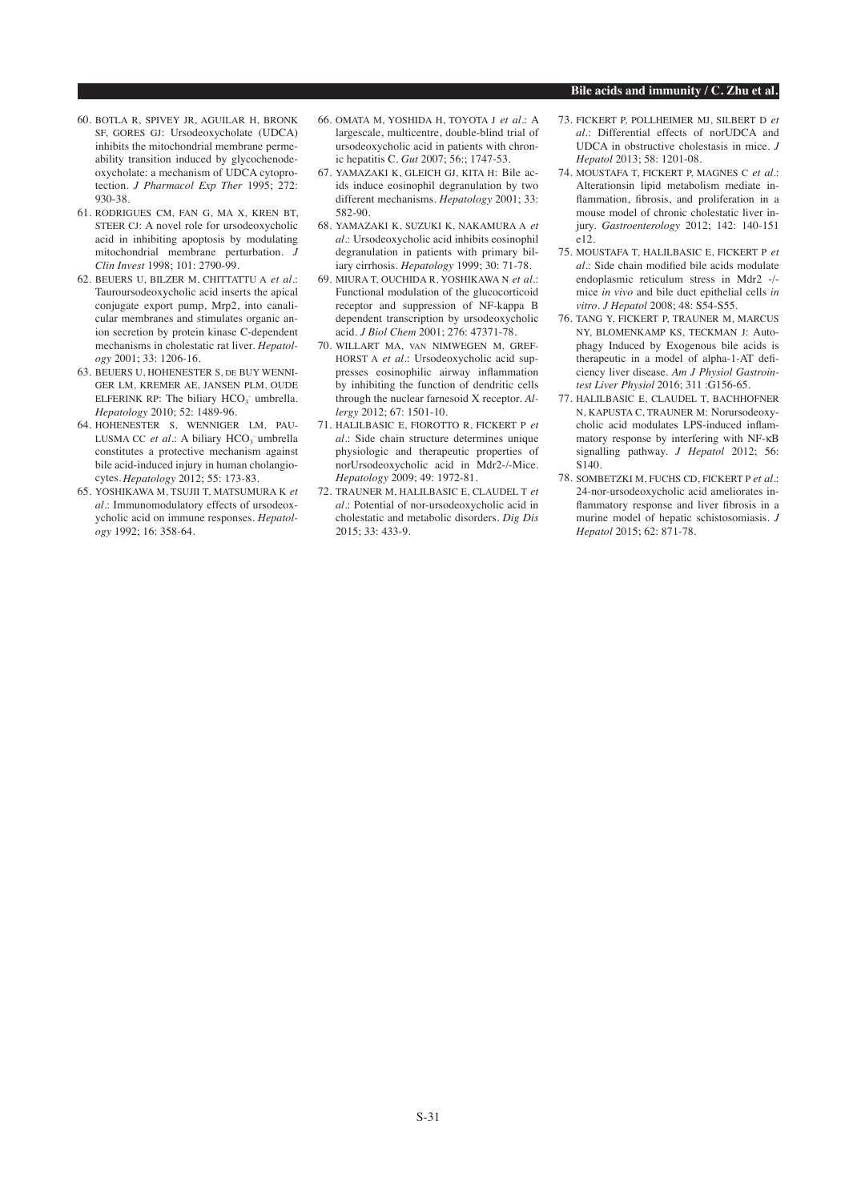60. BOTLA R, SPIVEY JR, AGUILAR H, BRONK SF, GORES GJ: Ursodeoxycholate (UDCA) inhibits the mitochondrial membrane permeability transition induced by glycochenodeoxycholate: a mechanism of UDCA cytoprotection. *J Pharmacol Exp Ther* 1995; 272: 930-38.
61. RODRIGUES CM, FAN G, MA X, KREN BT, STEER CJ: A novel role for ursodeoxycholic acid in inhibiting apoptosis by modulating mitochondrial membrane perturbation. *J Clin Invest* 1998; 101: 2790-99.
62. BEUERS U, BILZER M, CHITTATTU A *et al.*: Tauroursodeoxycholic acid inserts the apical conjugate export pump, Mrp2, into canalicular membranes and stimulates organic anion secretion by protein kinase C-dependent mechanisms in cholestatic rat liver. *Hepatology* 2001; 33: 1206-16.
63. BEUERS U, HOHENESTER S, DE BUY WENNIGER LM, KREMER AE, JANSEN PLM, OUDE ELFERINK RP: The biliary $HCO_3^-$ umbrella. *Hepatology* 2010; 52: 1489-96.
64. HOHENESTER S, WENNIGER LM, PAULUSMA CC *et al.*: A biliary $HCO_3^-$ umbrella constitutes a protective mechanism against bile acid-induced injury in human cholangiocytes. *Hepatology* 2012; 55: 173-83.
65. YOSHIKAWA M, TSUJII T, MATSUMURA K *et al.*: Immunomodulatory effects of ursodeoxycholic acid on immune responses. *Hepatology* 1992; 16: 358-64.
66. OMATA M, YOSHIDA H, TOYOTA J *et al.*: A largescale, multicentre, double-blind trial of ursodeoxycholic acid in patients with chronic hepatitis C. *Gut* 2007; 56:; 1747-53.
67. YAMAZAKI K, GLEICH GJ, KITA H: Bile acids induce eosinophil degranulation by two different mechanisms. *Hepatology* 2001; 33: 582-90.
68. YAMAZAKI K, SUZUKI K, NAKAMURA A *et al.*: Ursodeoxycholic acid inhibits eosinophil degranulation in patients with primary biliary cirrhosis. *Hepatology* 1999; 30: 71-78.
69. MIURA T, OUCHIDA R, YOSHIKAWA N *et al.*: Functional modulation of the glucocorticoid receptor and suppression of NF-kappa B dependent transcription by ursodeoxycholic acid. *J Biol Chem* 2001; 276: 47371-78.
70. WILLART MA, VAN NIMWEGEN M, GREFHORST A *et al.*: Ursodeoxycholic acid suppresses eosinophilic airway inflammation by inhibiting the function of dendritic cells through the nuclear farnesoid X receptor. *Allergy* 2012; 67: 1501-10.
71. HALILBASIC E, FIOROTTO R, FICKERT P *et al.*: Side chain structure determines unique physiologic and therapeutic properties of norUrsodeoxycholic acid in Mdr2-/-Mice. *Hepatology* 2009; 49: 1972-81.
72. TRAUNER M, HALILBASIC E, CLAUDEL T *et al.*: Potential of nor-ursodeoxycholic acid in cholestatic and metabolic disorders. *Dig Dis* 2015; 33: 433-9.
73. FICKERT P, POLLHEIMER MJ, SILBERT D *et al.*: Differential effects of norUDCA and UDCA in obstructive cholestasis in mice. *J Hepatol* 2013; 58: 1201-08.
74. MOUSTAFA T, FICKERT P, MAGNES C *et al.*: Alterationsin lipid metabolism mediate inflammation, fibrosis, and proliferation in a mouse model of chronic cholestatic liver injury. *Gastroenterology* 2012; 142: 140-151 e12.
75. MOUSTAFA T, HALILBASIC E, FICKERT P *et al.*: Side chain modified bile acids modulate endoplasmic reticulum stress in Mdr2 -/- mice *in vivo* and bile duct epithelial cells *in vitro*. *J Hepatol* 2008; 48: S54-S55.
76. TANG Y, FICKERT P, TRAUNER M, MARCUS NY, BLOMENKAMP KS, TECKMAN J: Autophagy Induced by Exogenous bile acids is therapeutic in a model of alpha-1-AT deficiency liver disease. *Am J Physiol Gastrointest Liver Physiol* 2016; 311 :G156-65.
77. HALILBASIC E, CLAUDEL T, BACHHOFNER N, KAPUSTA C, TRAUNER M: Norursodeoxycholic acid modulates LPS-induced inflammatory response by interfering with NF-κB signalling pathway. *J Hepatol* 2012; 56: S140.
78. SOMBETZKI M, FUCHS CD, FICKERT P *et al.*: 24-nor-ursodeoxycholic acid ameliorates inflammatory response and liver fibrosis in a murine model of hepatic schistosomiasis. *J Hepatol* 2015; 62: 871-78.